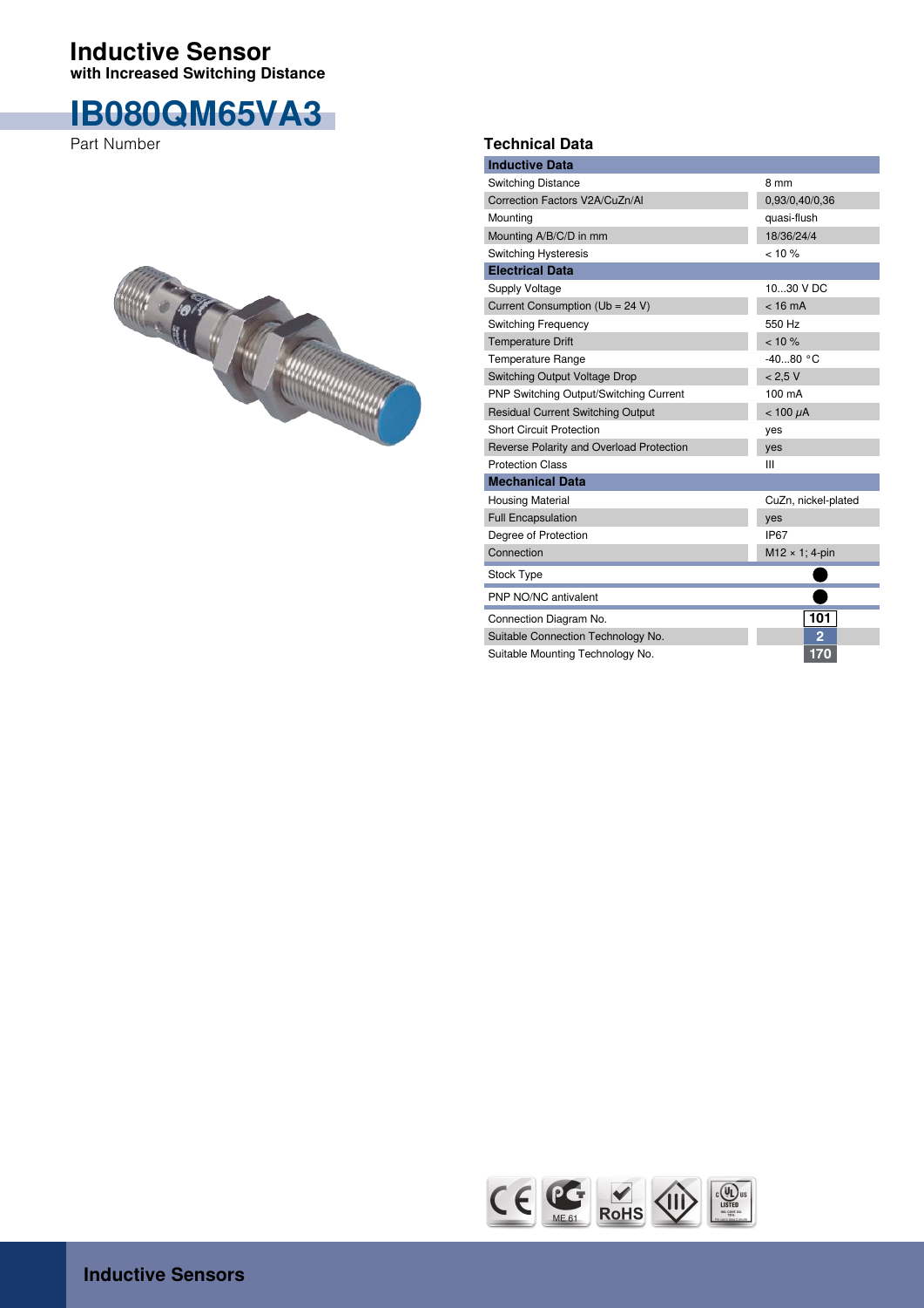# Inductive Sensor

**with Increased Switching Distance**

## IB080QM65VA3

Part Number

## Technical Data

| **Inductive Data** | |
|---|---|
| Switching Distance | 8 mm |
| Correction Factors V2A/CuZn/Al | 0,93/0,40/0,36 |
| Mounting | quasi-flush |
| Mounting A/B/C/D in mm | 18/36/24/4 |
| Switching Hysteresis | < 10 % |
| **Electrical Data** | |
| Supply Voltage | 10...30 V DC |
| Current Consumption (Ub = 24 V) | < 16 mA |
| Switching Frequency | 550 Hz |
| Temperature Drift | < 10 % |
| Temperature Range | -40...80 °C |
| Switching Output Voltage Drop | < 2,5 V |
| PNP Switching Output/Switching Current | 100 mA |
| Residual Current Switching Output | < 100 μA |
| Short Circuit Protection | yes |
| Reverse Polarity and Overload Protection | yes |
| Protection Class | III |
| **Mechanical Data** | |
| Housing Material | CuZn, nickel-plated |
| Full Encapsulation | yes |
| Degree of Protection | IP67 |
| Connection | M12 × 1; 4-pin |
| Stock Type | ● |
| PNP NO/NC antivalent | ● |
| Connection Diagram No. | 101 |
| Suitable Connection Technology No. | 2 |
| Suitable Mounting Technology No. | 170 |

ME 61

RoHS

LISTED

**Inductive Sensors**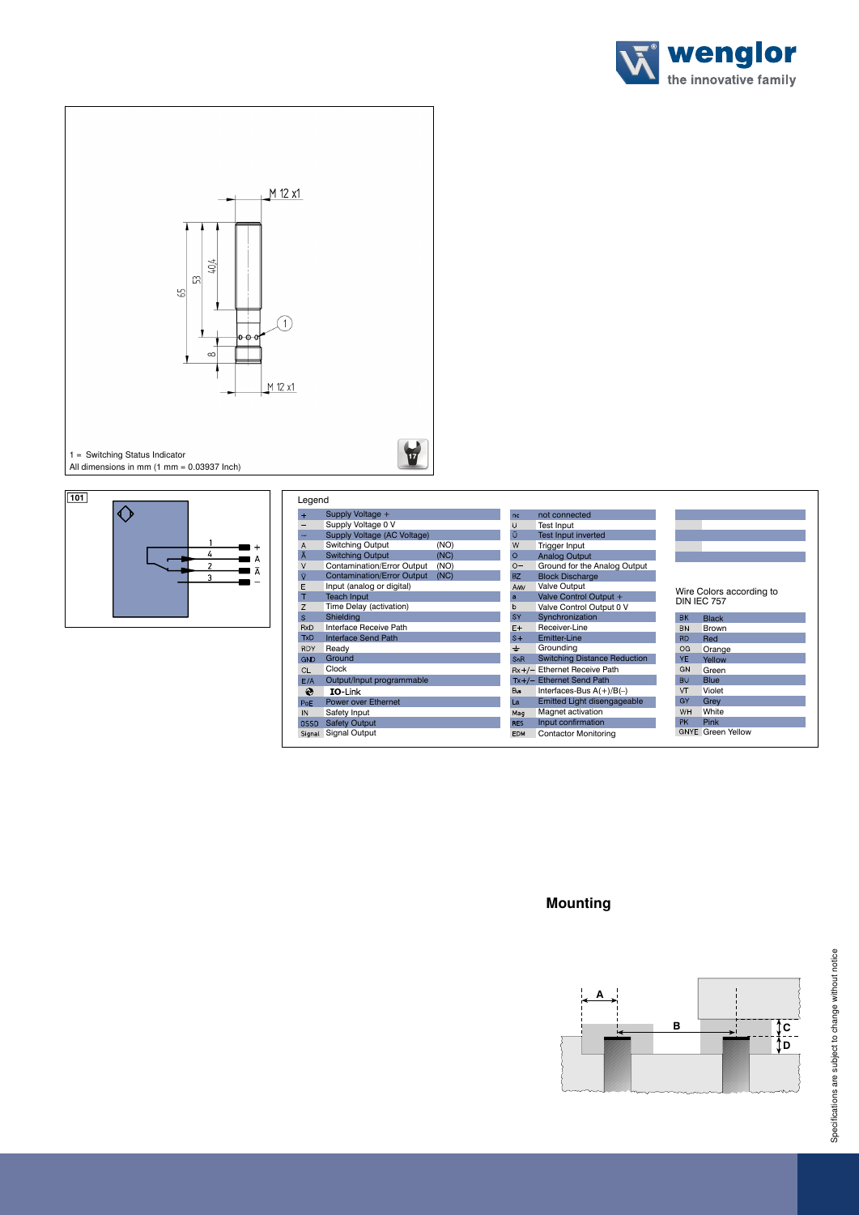M 12 x1

65

53

40,4

8

M 12 x1

1 = Switching Status Indicator

All dimensions in mm (1 mm = 0.03937 Inch)

17

101

1 +

4 A

2 Ā

3 –

Legend

| | | | | | |
|---|---|---|---|---|---|
| + | Supply Voltage + | nc | not connected | | |
| – | Supply Voltage 0 V | U | Test Input | | |
| ~ | Supply Voltage (AC Voltage) | Ū | Test Input inverted | | |
| A | Switching Output (NO) | W | Trigger Input | | |
| Ā | Switching Output (NC) | O | Analog Output | | |
| V | Contamination/Error Output (NO) | O– | Ground for the Analog Output | | |
| V̄ | Contamination/Error Output (NC) | BZ | Block Discharge | | |
| E | Input (analog or digital) | AMV | Valve Output | Wire Colors according to DIN IEC 757 | |
| T | Teach Input | a | Valve Control Output + | | |
| Z | Time Delay (activation) | b | Valve Control Output 0 V | | |
| S | Shielding | SY | Synchronization | BK | Black |
| RxD | Interface Receive Path | E+ | Receiver-Line | BN | Brown |
| TxD | Interface Send Path | S+ | Emitter-Line | RD | Red |
| RDY | Ready | ⏚ | Grounding | OG | Orange |
| GND | Ground | SnR | Switching Distance Reduction | YE | Yellow |
| CL | Clock | Rx+/– | Ethernet Receive Path | GN | Green |
| E/A | Output/Input programmable | Tx+/– | Ethernet Send Path | BU | Blue |
| | IO-Link | Bus | Interfaces-Bus A(+)/B(–) | VT | Violet |
| PoE | Power over Ethernet | La | Emitted Light disengageable | GY | Grey |
| IN | Safety Input | Mag | Magnet activation | WH | White |
| OSSD | Safety Output | RES | Input confirmation | PK | Pink |
| Signal | Signal Output | EDM | Contactor Monitoring | GNYE | Green Yellow |

## Mounting

A

B

C

D

Specifications are subject to change without notice